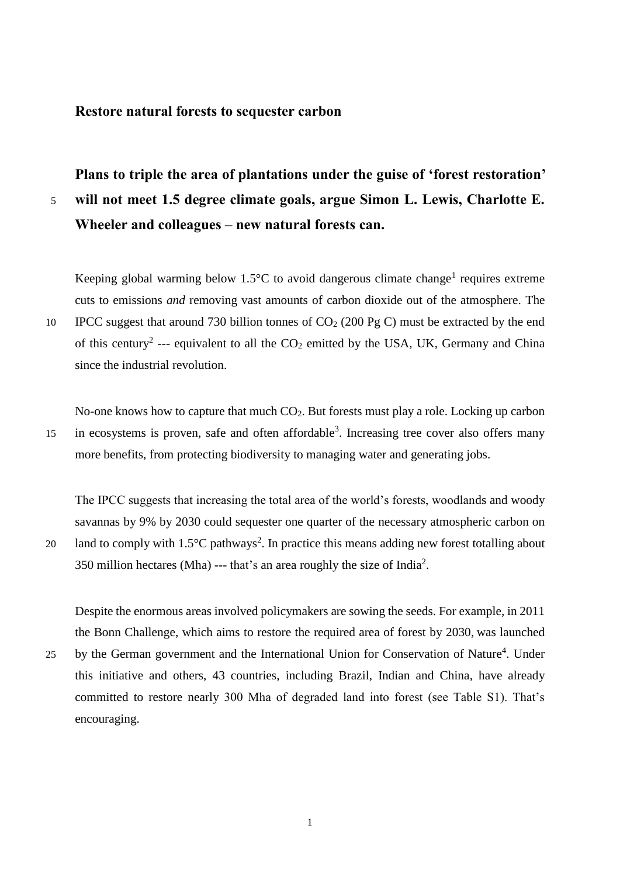# Restore natural forests to sequester carbon

## Plans to triple the area of plantations under the guise of 'forest restoration' will not meet 1.5 degree climate goals, argue Simon L. Lewis, Charlotte E. Wheeler and colleagues – new natural forests can.

Keeping global warming below 1.5°C to avoid dangerous climate change[1] requires extreme cuts to emissions *and* removing vast amounts of carbon dioxide out of the atmosphere. The IPCC suggest that around 730 billion tonnes of $CO_2$ (200 Pg C) must be extracted by the end of this century[2] --- equivalent to all the $CO_2$ emitted by the USA, UK, Germany and China since the industrial revolution.

No-one knows how to capture that much $CO_2$. But forests must play a role. Locking up carbon in ecosystems is proven, safe and often affordable[3]. Increasing tree cover also offers many more benefits, from protecting biodiversity to managing water and generating jobs.

The IPCC suggests that increasing the total area of the world's forests, woodlands and woody savannas by 9% by 2030 could sequester one quarter of the necessary atmospheric carbon on land to comply with 1.5°C pathways[2]. In practice this means adding new forest totalling about 350 million hectares (Mha) --- that's an area roughly the size of India[2].

Despite the enormous areas involved policymakers are sowing the seeds. For example, in 2011 the Bonn Challenge, which aims to restore the required area of forest by 2030, was launched by the German government and the International Union for Conservation of Nature[4]. Under this initiative and others, 43 countries, including Brazil, Indian and China, have already committed to restore nearly 300 Mha of degraded land into forest (see Table S1). That's encouraging.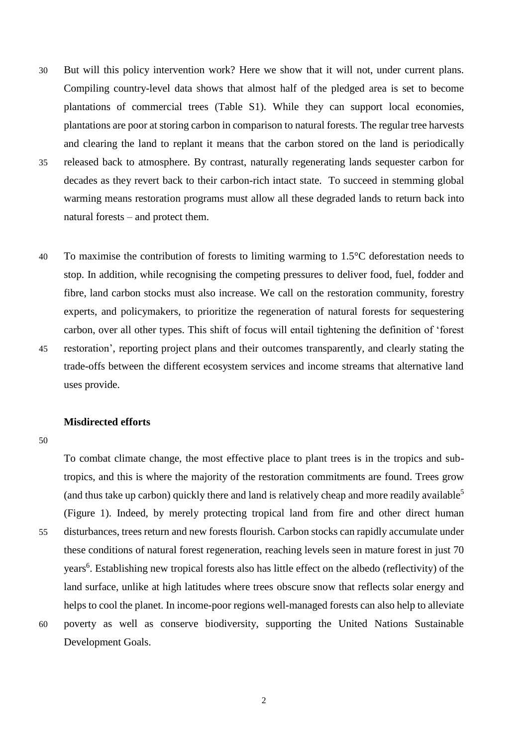But will this policy intervention work? Here we show that it will not, under current plans. Compiling country-level data shows that almost half of the pledged area is set to become plantations of commercial trees (Table S1). While they can support local economies, plantations are poor at storing carbon in comparison to natural forests. The regular tree harvests and clearing the land to replant it means that the carbon stored on the land is periodically released back to atmosphere. By contrast, naturally regenerating lands sequester carbon for decades as they revert back to their carbon-rich intact state. To succeed in stemming global warming means restoration programs must allow all these degraded lands to return back into natural forests – and protect them.

To maximise the contribution of forests to limiting warming to 1.5°C deforestation needs to stop. In addition, while recognising the competing pressures to deliver food, fuel, fodder and fibre, land carbon stocks must also increase. We call on the restoration community, forestry experts, and policymakers, to prioritize the regeneration of natural forests for sequestering carbon, over all other types. This shift of focus will entail tightening the definition of 'forest restoration', reporting project plans and their outcomes transparently, and clearly stating the trade-offs between the different ecosystem services and income streams that alternative land uses provide.

**Misdirected efforts**

To combat climate change, the most effective place to plant trees is in the tropics and sub-tropics, and this is where the majority of the restoration commitments are found. Trees grow (and thus take up carbon) quickly there and land is relatively cheap and more readily available[5] (Figure 1). Indeed, by merely protecting tropical land from fire and other direct human disturbances, trees return and new forests flourish. Carbon stocks can rapidly accumulate under these conditions of natural forest regeneration, reaching levels seen in mature forest in just 70 years[6]. Establishing new tropical forests also has little effect on the albedo (reflectivity) of the land surface, unlike at high latitudes where trees obscure snow that reflects solar energy and helps to cool the planet. In income-poor regions well-managed forests can also help to alleviate poverty as well as conserve biodiversity, supporting the United Nations Sustainable Development Goals.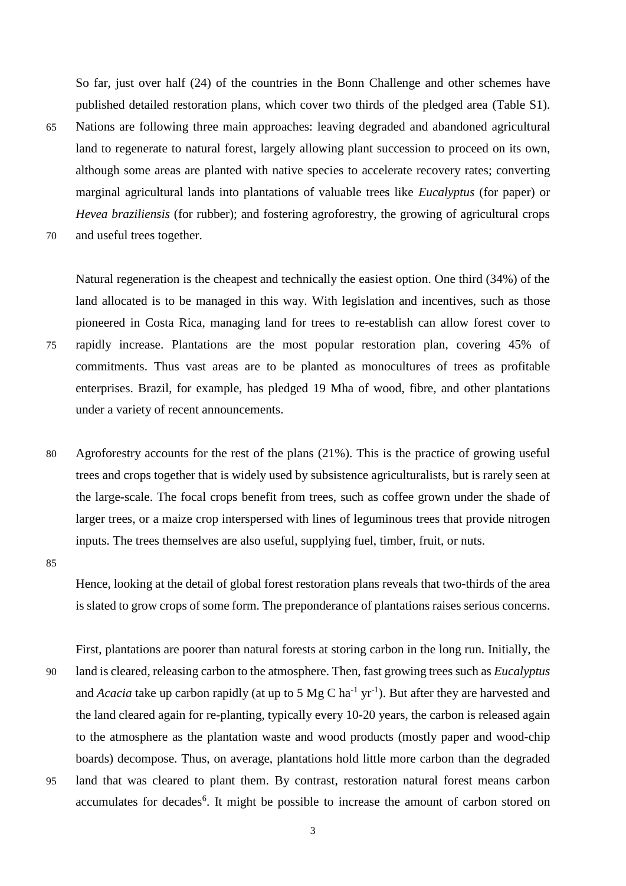So far, just over half (24) of the countries in the Bonn Challenge and other schemes have published detailed restoration plans, which cover two thirds of the pledged area (Table S1). Nations are following three main approaches: leaving degraded and abandoned agricultural land to regenerate to natural forest, largely allowing plant succession to proceed on its own, although some areas are planted with native species to accelerate recovery rates; converting marginal agricultural lands into plantations of valuable trees like *Eucalyptus* (for paper) or *Hevea braziliensis* (for rubber); and fostering agroforestry, the growing of agricultural crops and useful trees together.

Natural regeneration is the cheapest and technically the easiest option. One third (34%) of the land allocated is to be managed in this way. With legislation and incentives, such as those pioneered in Costa Rica, managing land for trees to re-establish can allow forest cover to rapidly increase. Plantations are the most popular restoration plan, covering 45% of commitments. Thus vast areas are to be planted as monocultures of trees as profitable enterprises. Brazil, for example, has pledged 19 Mha of wood, fibre, and other plantations under a variety of recent announcements.

Agroforestry accounts for the rest of the plans (21%). This is the practice of growing useful trees and crops together that is widely used by subsistence agriculturalists, but is rarely seen at the large-scale. The focal crops benefit from trees, such as coffee grown under the shade of larger trees, or a maize crop interspersed with lines of leguminous trees that provide nitrogen inputs. The trees themselves are also useful, supplying fuel, timber, fruit, or nuts.

Hence, looking at the detail of global forest restoration plans reveals that two-thirds of the area is slated to grow crops of some form. The preponderance of plantations raises serious concerns.

First, plantations are poorer than natural forests at storing carbon in the long run. Initially, the land is cleared, releasing carbon to the atmosphere. Then, fast growing trees such as *Eucalyptus* and *Acacia* take up carbon rapidly (at up to 5 Mg C $ha^{-1}$ $yr^{-1}$). But after they are harvested and the land cleared again for re-planting, typically every 10-20 years, the carbon is released again to the atmosphere as the plantation waste and wood products (mostly paper and wood-chip boards) decompose. Thus, on average, plantations hold little more carbon than the degraded land that was cleared to plant them. By contrast, restoration natural forest means carbon accumulates for decades[6]. It might be possible to increase the amount of carbon stored on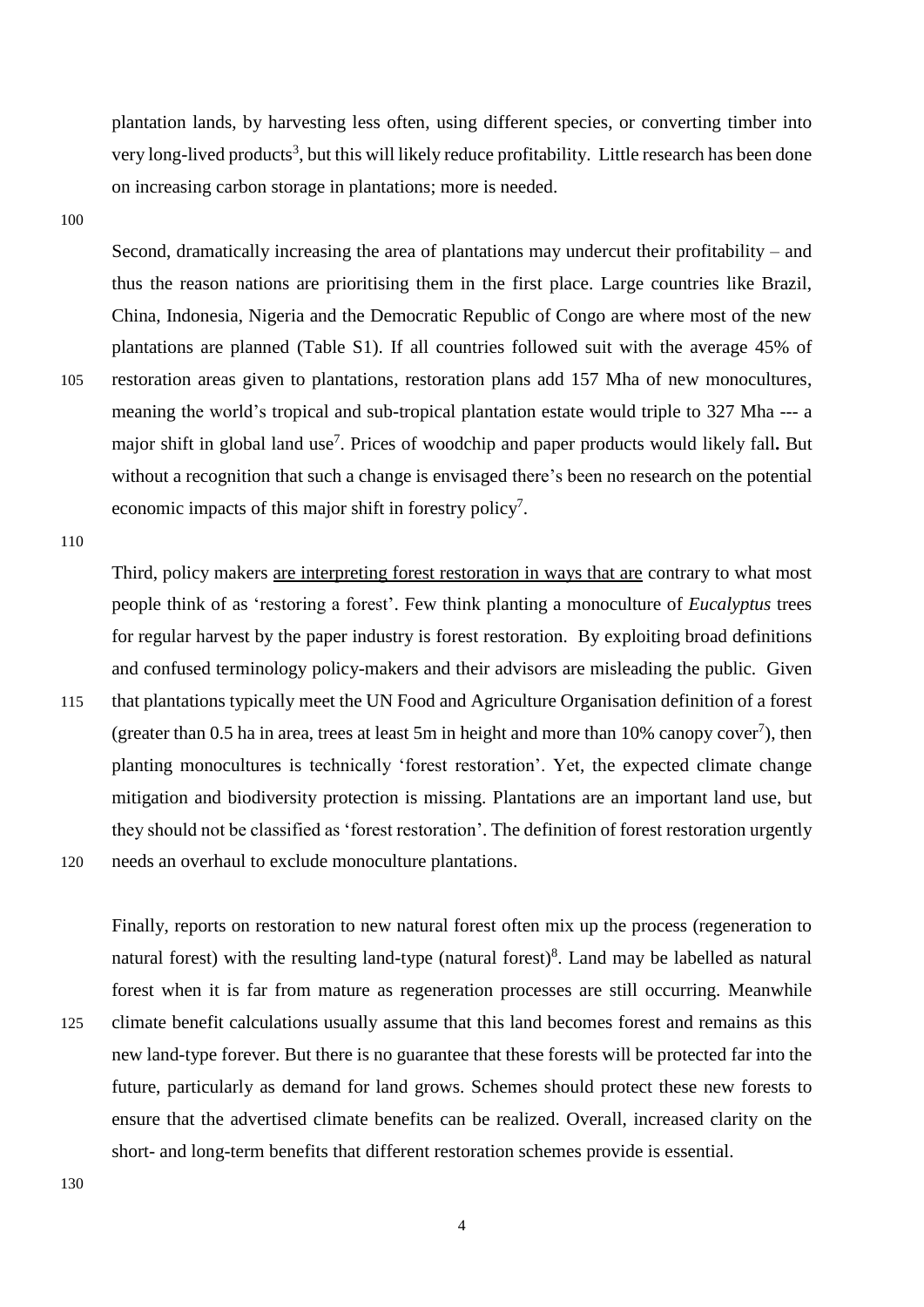plantation lands, by harvesting less often, using different species, or converting timber into very long-lived products[3], but this will likely reduce profitability. Little research has been done on increasing carbon storage in plantations; more is needed.

Second, dramatically increasing the area of plantations may undercut their profitability – and thus the reason nations are prioritising them in the first place. Large countries like Brazil, China, Indonesia, Nigeria and the Democratic Republic of Congo are where most of the new plantations are planned (Table S1). If all countries followed suit with the average 45% of restoration areas given to plantations, restoration plans add 157 Mha of new monocultures, meaning the world's tropical and sub-tropical plantation estate would triple to 327 Mha --- a major shift in global land use[7]. Prices of woodchip and paper products would likely fall**.** But without a recognition that such a change is envisaged there's been no research on the potential economic impacts of this major shift in forestry policy[7].

Third, policy makers are interpreting forest restoration in ways that are contrary to what most people think of as 'restoring a forest'. Few think planting a monoculture of *Eucalyptus* trees for regular harvest by the paper industry is forest restoration. By exploiting broad definitions and confused terminology policy-makers and their advisors are misleading the public. Given that plantations typically meet the UN Food and Agriculture Organisation definition of a forest (greater than 0.5 ha in area, trees at least 5m in height and more than 10% canopy cover[7]), then planting monocultures is technically 'forest restoration'. Yet, the expected climate change mitigation and biodiversity protection is missing. Plantations are an important land use, but they should not be classified as 'forest restoration'. The definition of forest restoration urgently needs an overhaul to exclude monoculture plantations.

Finally, reports on restoration to new natural forest often mix up the process (regeneration to natural forest) with the resulting land-type (natural forest)[8]. Land may be labelled as natural forest when it is far from mature as regeneration processes are still occurring. Meanwhile climate benefit calculations usually assume that this land becomes forest and remains as this new land-type forever. But there is no guarantee that these forests will be protected far into the future, particularly as demand for land grows. Schemes should protect these new forests to ensure that the advertised climate benefits can be realized. Overall, increased clarity on the short- and long-term benefits that different restoration schemes provide is essential.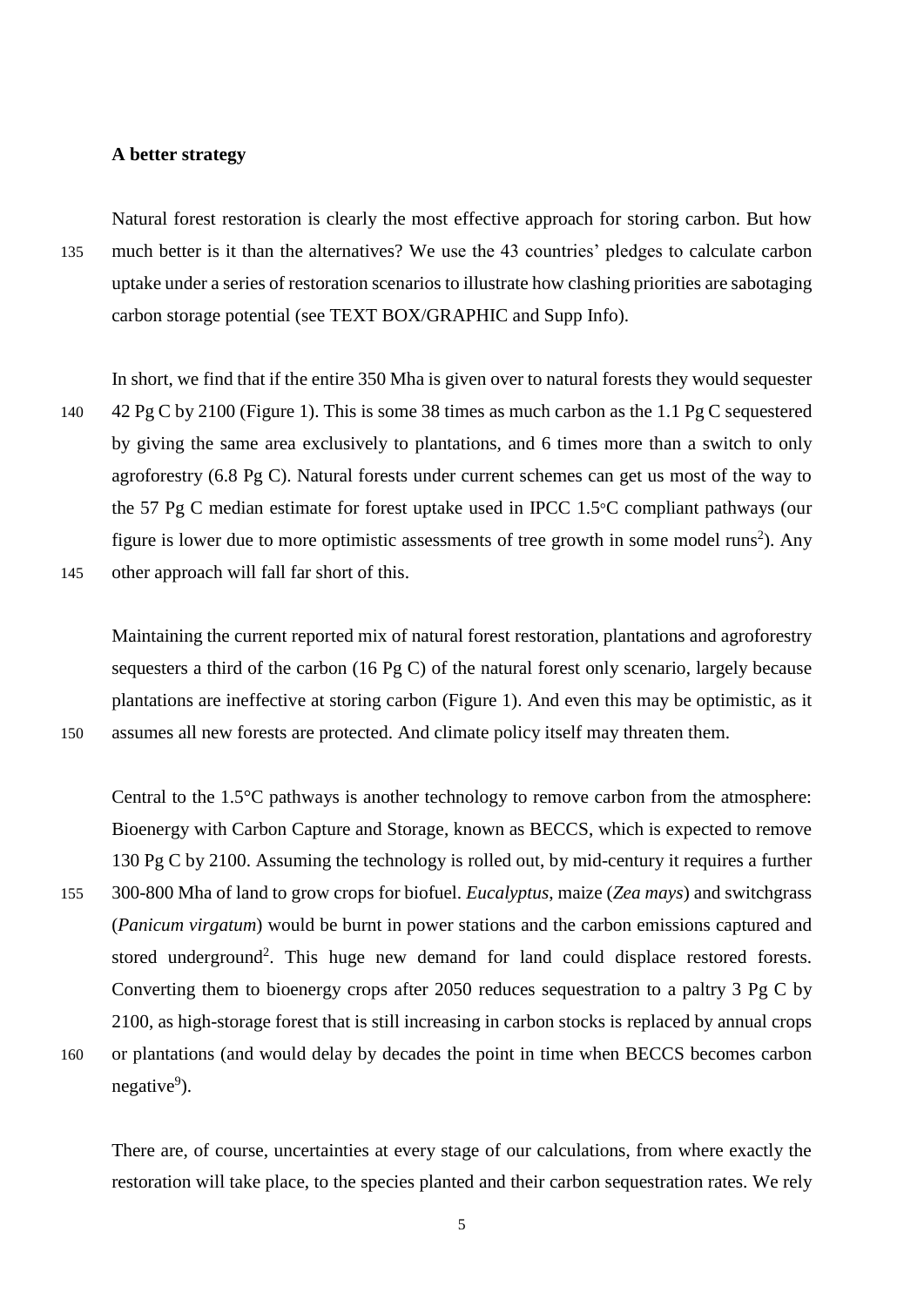### A better strategy

Natural forest restoration is clearly the most effective approach for storing carbon. But how much better is it than the alternatives? We use the 43 countries' pledges to calculate carbon uptake under a series of restoration scenarios to illustrate how clashing priorities are sabotaging carbon storage potential (see TEXT BOX/GRAPHIC and Supp Info).

In short, we find that if the entire 350 Mha is given over to natural forests they would sequester 42 Pg C by 2100 (Figure 1). This is some 38 times as much carbon as the 1.1 Pg C sequestered by giving the same area exclusively to plantations, and 6 times more than a switch to only agroforestry (6.8 Pg C). Natural forests under current schemes can get us most of the way to the 57 Pg C median estimate for forest uptake used in IPCC 1.5°C compliant pathways (our figure is lower due to more optimistic assessments of tree growth in some model runs[2]). Any other approach will fall far short of this.

Maintaining the current reported mix of natural forest restoration, plantations and agroforestry sequesters a third of the carbon (16 Pg C) of the natural forest only scenario, largely because plantations are ineffective at storing carbon (Figure 1). And even this may be optimistic, as it assumes all new forests are protected. And climate policy itself may threaten them.

Central to the 1.5°C pathways is another technology to remove carbon from the atmosphere: Bioenergy with Carbon Capture and Storage, known as BECCS, which is expected to remove 130 Pg C by 2100. Assuming the technology is rolled out, by mid-century it requires a further 300-800 Mha of land to grow crops for biofuel. *Eucalyptus*, maize (*Zea mays*) and switchgrass (*Panicum virgatum*) would be burnt in power stations and the carbon emissions captured and stored underground[2]. This huge new demand for land could displace restored forests. Converting them to bioenergy crops after 2050 reduces sequestration to a paltry 3 Pg C by 2100, as high-storage forest that is still increasing in carbon stocks is replaced by annual crops or plantations (and would delay by decades the point in time when BECCS becomes carbon negative[9]).

There are, of course, uncertainties at every stage of our calculations, from where exactly the restoration will take place, to the species planted and their carbon sequestration rates. We rely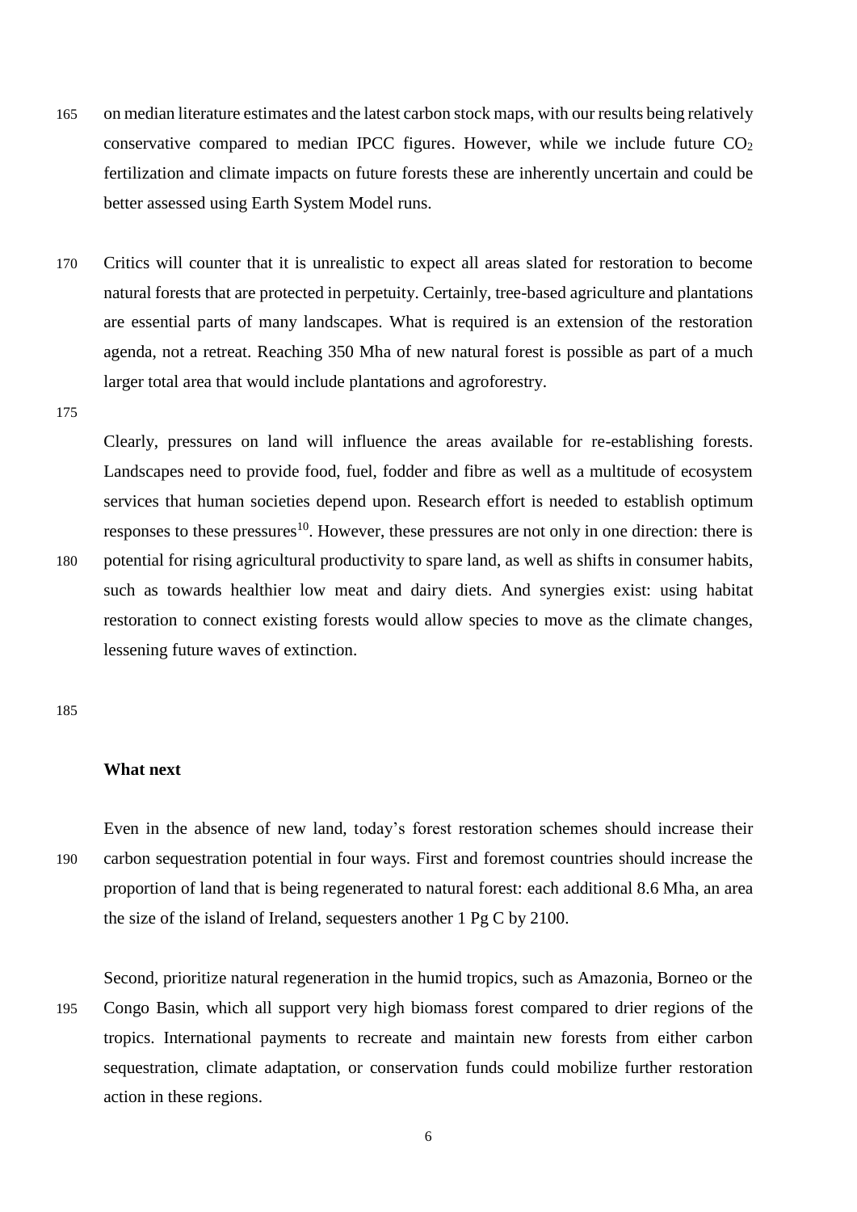on median literature estimates and the latest carbon stock maps, with our results being relatively conservative compared to median IPCC figures. However, while we include future $CO_2$ fertilization and climate impacts on future forests these are inherently uncertain and could be better assessed using Earth System Model runs.

Critics will counter that it is unrealistic to expect all areas slated for restoration to become natural forests that are protected in perpetuity. Certainly, tree-based agriculture and plantations are essential parts of many landscapes. What is required is an extension of the restoration agenda, not a retreat. Reaching 350 Mha of new natural forest is possible as part of a much larger total area that would include plantations and agroforestry.

Clearly, pressures on land will influence the areas available for re-establishing forests. Landscapes need to provide food, fuel, fodder and fibre as well as a multitude of ecosystem services that human societies depend upon. Research effort is needed to establish optimum responses to these pressures[10]. However, these pressures are not only in one direction: there is potential for rising agricultural productivity to spare land, as well as shifts in consumer habits, such as towards healthier low meat and dairy diets. And synergies exist: using habitat restoration to connect existing forests would allow species to move as the climate changes, lessening future waves of extinction.

**What next**

Even in the absence of new land, today's forest restoration schemes should increase their carbon sequestration potential in four ways. First and foremost countries should increase the proportion of land that is being regenerated to natural forest: each additional 8.6 Mha, an area the size of the island of Ireland, sequesters another 1 Pg C by 2100.

Second, prioritize natural regeneration in the humid tropics, such as Amazonia, Borneo or the Congo Basin, which all support very high biomass forest compared to drier regions of the tropics. International payments to recreate and maintain new forests from either carbon sequestration, climate adaptation, or conservation funds could mobilize further restoration action in these regions.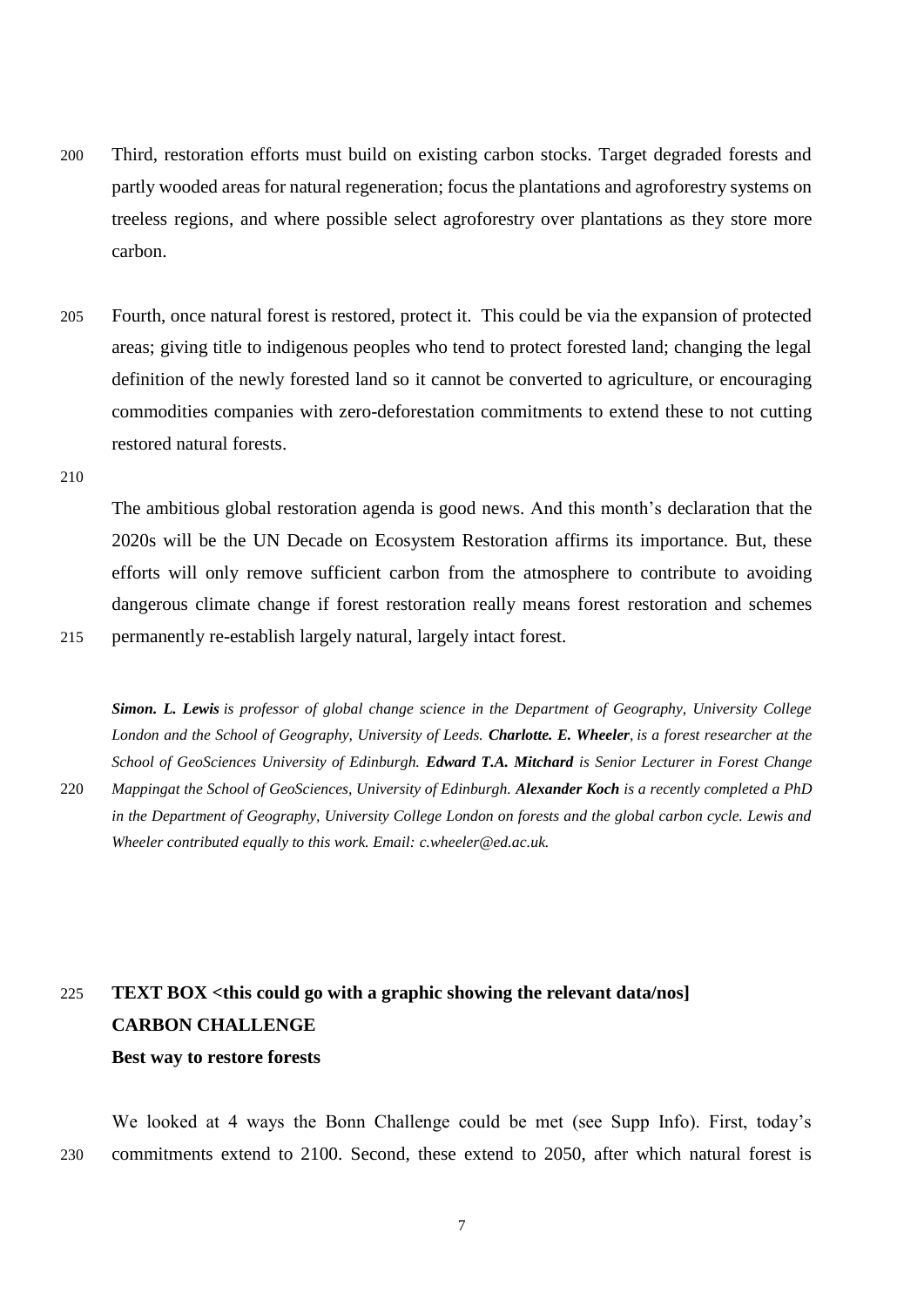Third, restoration efforts must build on existing carbon stocks. Target degraded forests and partly wooded areas for natural regeneration; focus the plantations and agroforestry systems on treeless regions, and where possible select agroforestry over plantations as they store more carbon.

Fourth, once natural forest is restored, protect it. This could be via the expansion of protected areas; giving title to indigenous peoples who tend to protect forested land; changing the legal definition of the newly forested land so it cannot be converted to agriculture, or encouraging commodities companies with zero-deforestation commitments to extend these to not cutting restored natural forests.

The ambitious global restoration agenda is good news. And this month's declaration that the 2020s will be the UN Decade on Ecosystem Restoration affirms its importance. But, these efforts will only remove sufficient carbon from the atmosphere to contribute to avoiding dangerous climate change if forest restoration really means forest restoration and schemes permanently re-establish largely natural, largely intact forest.

***Simon. L. Lewis** is professor of global change science in the Department of Geography, University College London and the School of Geography, University of Leeds. **Charlotte. E. Wheeler**, is a forest researcher at the School of GeoSciences University of Edinburgh. **Edward T.A. Mitchard** is Senior Lecturer in Forest Change Mappingat the School of GeoSciences, University of Edinburgh. **Alexander Koch** is a recently completed a PhD in the Department of Geography, University College London on forests and the global carbon cycle. Lewis and Wheeler contributed equally to this work. Email: c.wheeler@ed.ac.uk.*

**TEXT BOX <this could go with a graphic showing the relevant data/nos]**
**CARBON CHALLENGE**
**Best way to restore forests**

We looked at 4 ways the Bonn Challenge could be met (see Supp Info). First, today's commitments extend to 2100. Second, these extend to 2050, after which natural forest is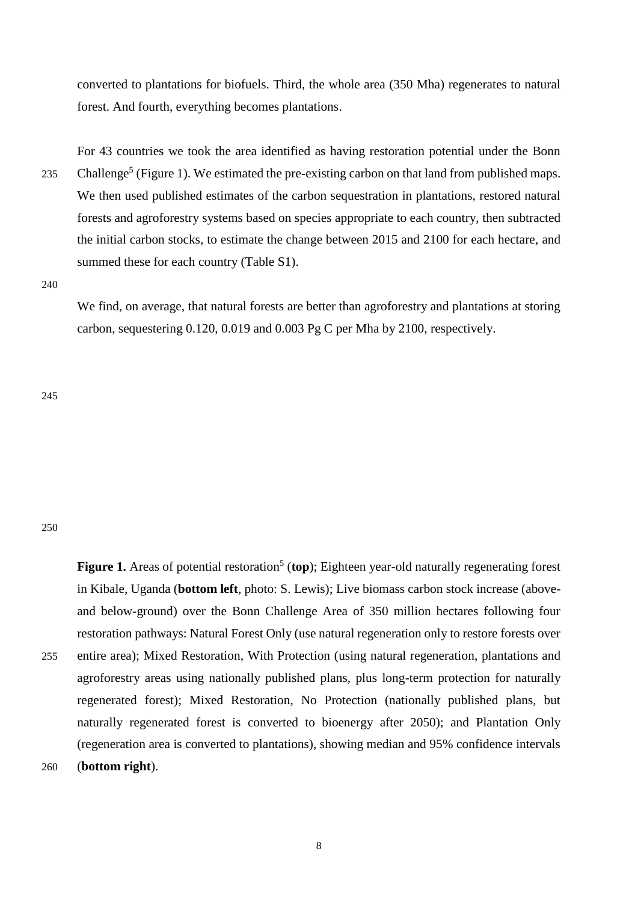converted to plantations for biofuels. Third, the whole area (350 Mha) regenerates to natural forest. And fourth, everything becomes plantations.

For 43 countries we took the area identified as having restoration potential under the Bonn Challenge[5] (Figure 1). We estimated the pre-existing carbon on that land from published maps. We then used published estimates of the carbon sequestration in plantations, restored natural forests and agroforestry systems based on species appropriate to each country, then subtracted the initial carbon stocks, to estimate the change between 2015 and 2100 for each hectare, and summed these for each country (Table S1).

We find, on average, that natural forests are better than agroforestry and plantations at storing carbon, sequestering 0.120, 0.019 and 0.003 Pg C per Mha by 2100, respectively.

**Figure 1.** Areas of potential restoration[5] (**top**); Eighteen year-old naturally regenerating forest in Kibale, Uganda (**bottom left**, photo: S. Lewis); Live biomass carbon stock increase (above- and below-ground) over the Bonn Challenge Area of 350 million hectares following four restoration pathways: Natural Forest Only (use natural regeneration only to restore forests over entire area); Mixed Restoration, With Protection (using natural regeneration, plantations and agroforestry areas using nationally published plans, plus long-term protection for naturally regenerated forest); Mixed Restoration, No Protection (nationally published plans, but naturally regenerated forest is converted to bioenergy after 2050); and Plantation Only (regeneration area is converted to plantations), showing median and 95% confidence intervals (**bottom right**).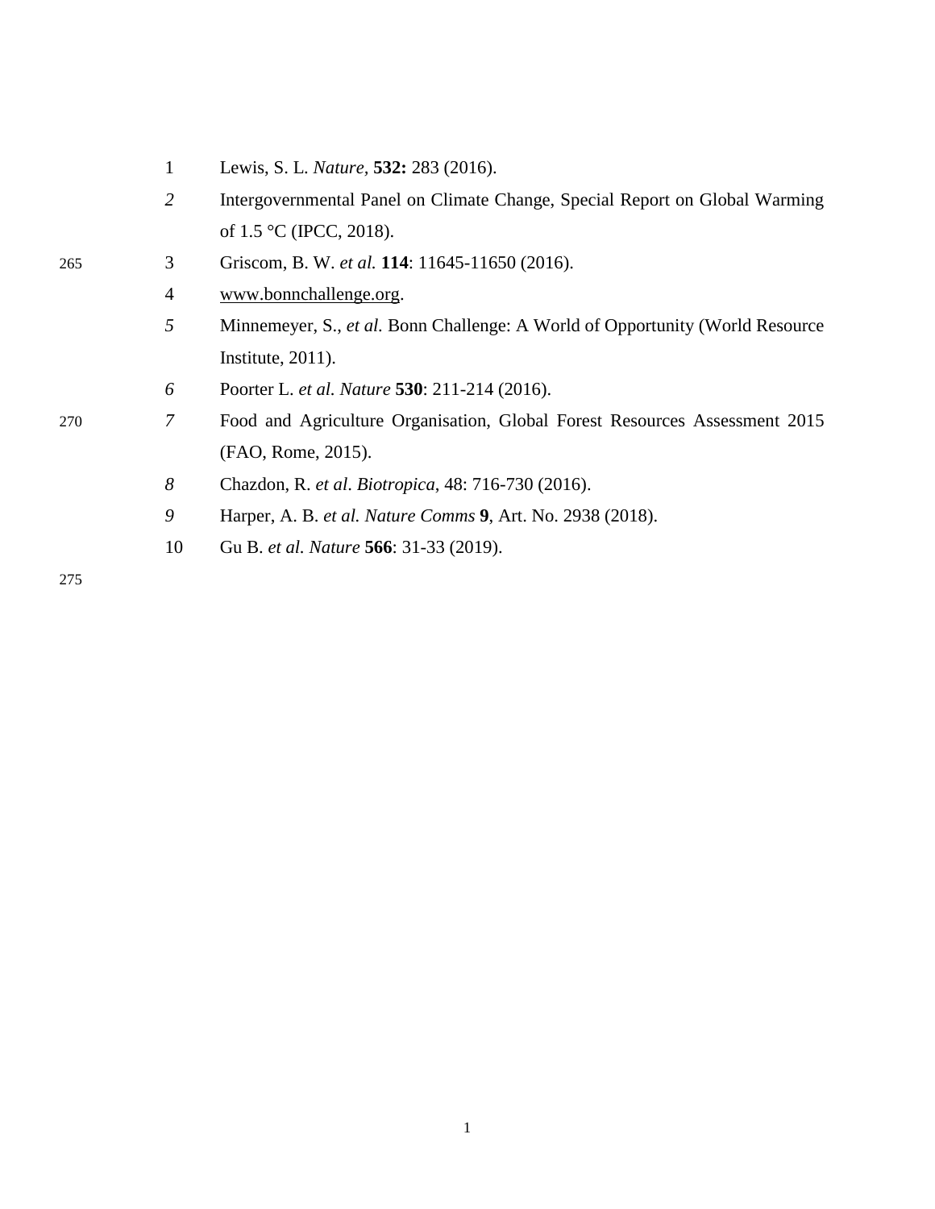1 Lewis, S. L. *Nature*, **532:** 283 (2016).

*2* Intergovernmental Panel on Climate Change, Special Report on Global Warming of 1.5 °C (IPCC, 2018).

3 Griscom, B. W. *et al.* **114**: 11645-11650 (2016).

4 www.bonnchallenge.org.

*5* Minnemeyer, S., *et al*. Bonn Challenge: A World of Opportunity (World Resource Institute, 2011).

*6* Poorter L. *et al. Nature* **530**: 211-214 (2016).

*7* Food and Agriculture Organisation, Global Forest Resources Assessment 2015 (FAO, Rome, 2015).

*8* Chazdon, R. *et al*. *Biotropica*, 48: 716-730 (2016).

*9* Harper, A. B. *et al. Nature Comms* **9**, Art. No. 2938 (2018).

10 Gu B. *et al*. *Nature* **566**: 31-33 (2019).